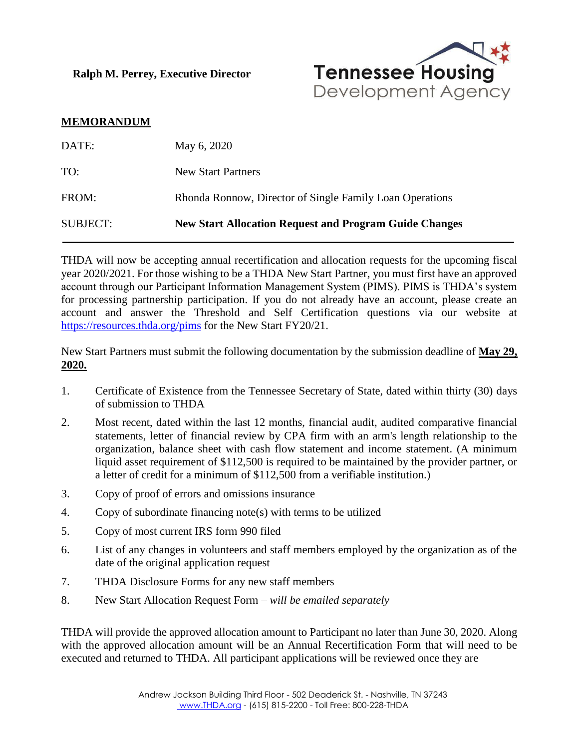**Ralph M. Perrey, Executive Director**

Tennessee Housing Development Agency

**MEMORANDUM**

| | |
|---|---|
| DATE: | May 6, 2020 |
| TO: | New Start Partners |
| FROM: | Rhonda Ronnow, Director of Single Family Loan Operations |
| SUBJECT: | **New Start Allocation Request and Program Guide Changes** |

THDA will now be accepting annual recertification and allocation requests for the upcoming fiscal year 2020/2021. For those wishing to be a THDA New Start Partner, you must first have an approved account through our Participant Information Management System (PIMS). PIMS is THDA's system for processing partnership participation. If you do not already have an account, please create an account and answer the Threshold and Self Certification questions via our website at [https://resources.thda.org/pims](https://resources.thda.org/pims) for the New Start FY20/21.

New Start Partners must submit the following documentation by the submission deadline of **May 29, 2020.**

1. Certificate of Existence from the Tennessee Secretary of State, dated within thirty (30) days of submission to THDA
2. Most recent, dated within the last 12 months, financial audit, audited comparative financial statements, letter of financial review by CPA firm with an arm's length relationship to the organization, balance sheet with cash flow statement and income statement. (A minimum liquid asset requirement of $112,500 is required to be maintained by the provider partner, or a letter of credit for a minimum of $112,500 from a verifiable institution.)
3. Copy of proof of errors and omissions insurance
4. Copy of subordinate financing note(s) with terms to be utilized
5. Copy of most current IRS form 990 filed
6. List of any changes in volunteers and staff members employed by the organization as of the date of the original application request
7. THDA Disclosure Forms for any new staff members
8. New Start Allocation Request Form – *will be emailed separately*

THDA will provide the approved allocation amount to Participant no later than June 30, 2020. Along with the approved allocation amount will be an Annual Recertification Form that will need to be executed and returned to THDA. All participant applications will be reviewed once they are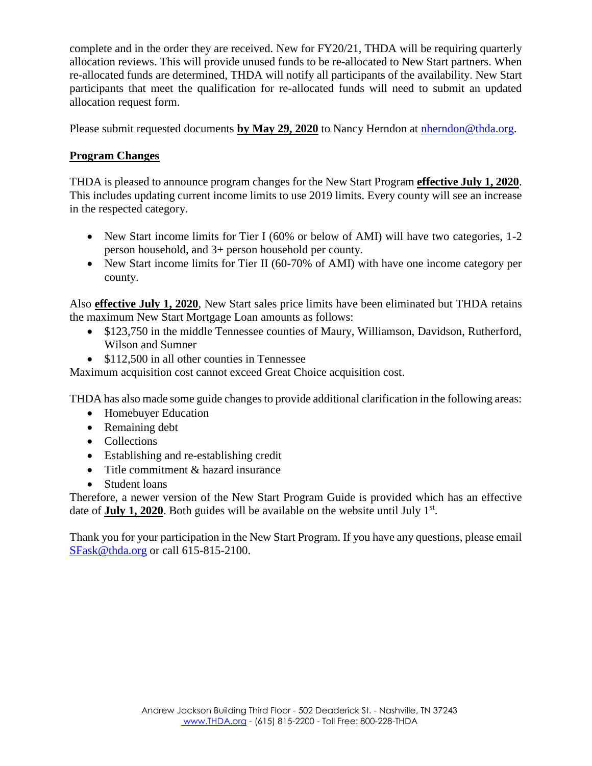complete and in the order they are received. New for FY20/21, THDA will be requiring quarterly allocation reviews. This will provide unused funds to be re-allocated to New Start partners. When re-allocated funds are determined, THDA will notify all participants of the availability. New Start participants that meet the qualification for re-allocated funds will need to submit an updated allocation request form.

Please submit requested documents **by May 29, 2020** to Nancy Herndon at nherndon@thda.org.

## Program Changes

THDA is pleased to announce program changes for the New Start Program **effective July 1, 2020**. This includes updating current income limits to use 2019 limits. Every county will see an increase in the respected category.

- New Start income limits for Tier I (60% or below of AMI) will have two categories, 1-2 person household, and 3+ person household per county.
- New Start income limits for Tier II (60-70% of AMI) with have one income category per county.

Also **effective July 1, 2020**, New Start sales price limits have been eliminated but THDA retains the maximum New Start Mortgage Loan amounts as follows:

- $123,750 in the middle Tennessee counties of Maury, Williamson, Davidson, Rutherford, Wilson and Sumner
- $112,500 in all other counties in Tennessee

Maximum acquisition cost cannot exceed Great Choice acquisition cost.

THDA has also made some guide changes to provide additional clarification in the following areas:

- Homebuyer Education
- Remaining debt
- Collections
- Establishing and re-establishing credit
- Title commitment & hazard insurance
- Student loans

Therefore, a newer version of the New Start Program Guide is provided which has an effective date of **July 1, 2020**. Both guides will be available on the website until July 1st.

Thank you for your participation in the New Start Program. If you have any questions, please email SFask@thda.org or call 615-815-2100.

Andrew Jackson Building Third Floor - 502 Deaderick St. - Nashville, TN 37243
www.THDA.org - (615) 815-2200 - Toll Free: 800-228-THDA